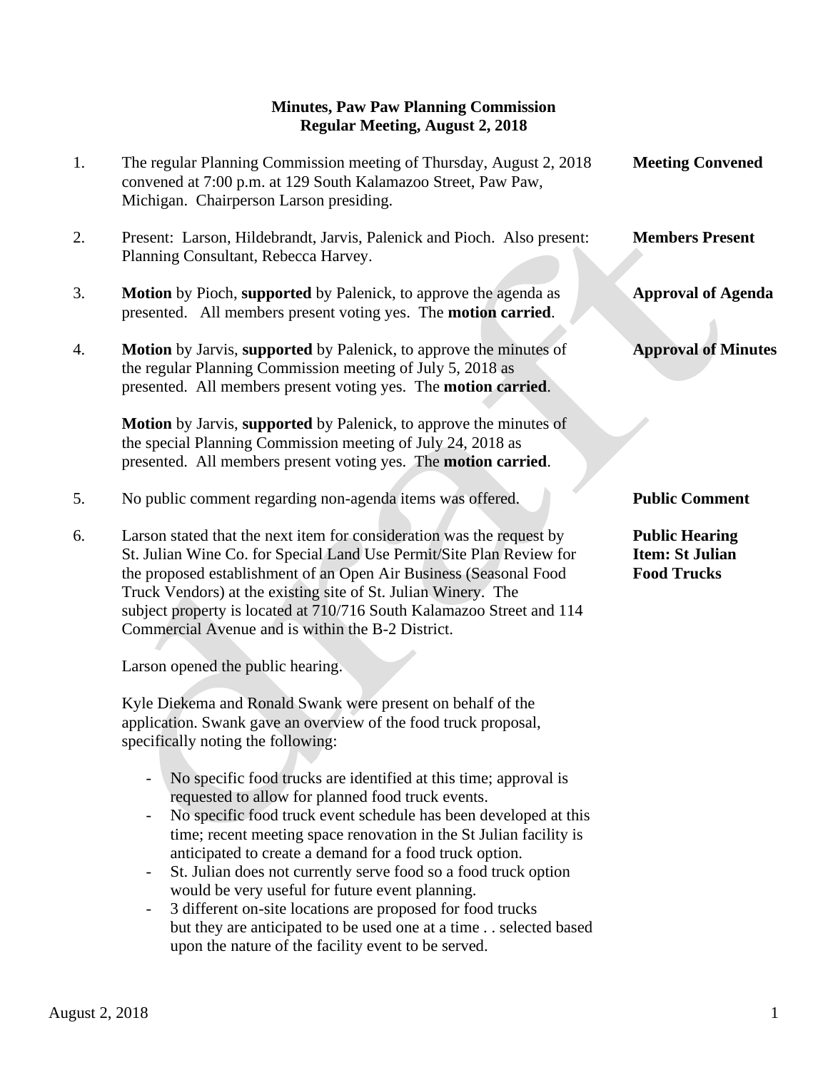**Minutes, Paw Paw Planning Commission**
**Regular Meeting, August 2, 2018**

1. The regular Planning Commission meeting of Thursday, August 2, 2018 convened at 7:00 p.m. at 129 South Kalamazoo Street, Paw Paw, Michigan. Chairperson Larson presiding. **Meeting Convened**

2. Present: Larson, Hildebrandt, Jarvis, Palenick and Pioch. Also present: Planning Consultant, Rebecca Harvey. **Members Present**

3. **Motion** by Pioch, **supported** by Palenick, to approve the agenda as presented. All members present voting yes. The **motion carried**. **Approval of Agenda**

4. **Motion** by Jarvis, **supported** by Palenick, to approve the minutes of the regular Planning Commission meeting of July 5, 2018 as presented. All members present voting yes. The **motion carried**. **Approval of Minutes**

   **Motion** by Jarvis, **supported** by Palenick, to approve the minutes of the special Planning Commission meeting of July 24, 2018 as presented. All members present voting yes. The **motion carried**.

5. No public comment regarding non-agenda items was offered. **Public Comment**

6. Larson stated that the next item for consideration was the request by St. Julian Wine Co. for Special Land Use Permit/Site Plan Review for the proposed establishment of an Open Air Business (Seasonal Food Truck Vendors) at the existing site of St. Julian Winery. The subject property is located at 710/716 South Kalamazoo Street and 114 Commercial Avenue and is within the B-2 District. **Public Hearing Item: St Julian Food Trucks**

   Larson opened the public hearing.

   Kyle Diekema and Ronald Swank were present on behalf of the application. Swank gave an overview of the food truck proposal, specifically noting the following:

   - No specific food trucks are identified at this time; approval is requested to allow for planned food truck events.
   - No specific food truck event schedule has been developed at this time; recent meeting space renovation in the St Julian facility is anticipated to create a demand for a food truck option.
   - St. Julian does not currently serve food so a food truck option would be very useful for future event planning.
   - 3 different on-site locations are proposed for food trucks but they are anticipated to be used one at a time . . selected based upon the nature of the facility event to be served.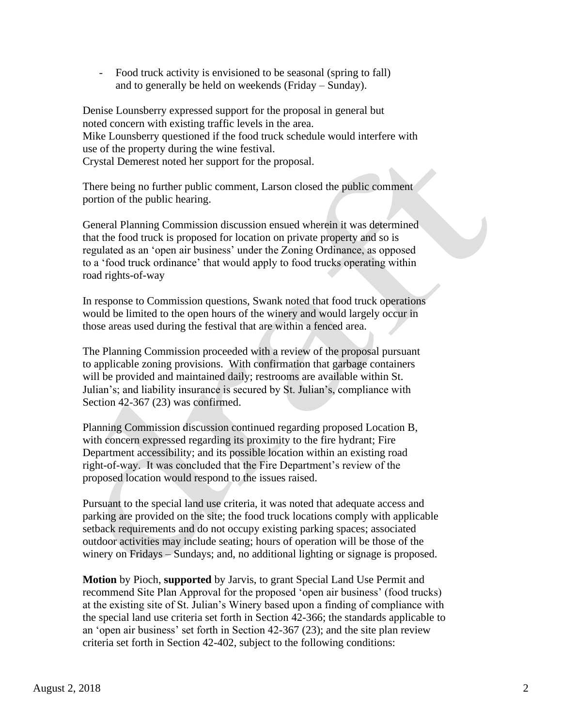- Food truck activity is envisioned to be seasonal (spring to fall) and to generally be held on weekends (Friday – Sunday).

Denise Lounsberry expressed support for the proposal in general but noted concern with existing traffic levels in the area.
Mike Lounsberry questioned if the food truck schedule would interfere with use of the property during the wine festival.
Crystal Demerest noted her support for the proposal.

There being no further public comment, Larson closed the public comment portion of the public hearing.

General Planning Commission discussion ensued wherein it was determined that the food truck is proposed for location on private property and so is regulated as an 'open air business' under the Zoning Ordinance, as opposed to a 'food truck ordinance' that would apply to food trucks operating within road rights-of-way

In response to Commission questions, Swank noted that food truck operations would be limited to the open hours of the winery and would largely occur in those areas used during the festival that are within a fenced area.

The Planning Commission proceeded with a review of the proposal pursuant to applicable zoning provisions. With confirmation that garbage containers will be provided and maintained daily; restrooms are available within St. Julian's; and liability insurance is secured by St. Julian's, compliance with Section 42-367 (23) was confirmed.

Planning Commission discussion continued regarding proposed Location B, with concern expressed regarding its proximity to the fire hydrant; Fire Department accessibility; and its possible location within an existing road right-of-way. It was concluded that the Fire Department's review of the proposed location would respond to the issues raised.

Pursuant to the special land use criteria, it was noted that adequate access and parking are provided on the site; the food truck locations comply with applicable setback requirements and do not occupy existing parking spaces; associated outdoor activities may include seating; hours of operation will be those of the winery on Fridays – Sundays; and, no additional lighting or signage is proposed.

**Motion** by Pioch, **supported** by Jarvis, to grant Special Land Use Permit and recommend Site Plan Approval for the proposed 'open air business' (food trucks) at the existing site of St. Julian's Winery based upon a finding of compliance with the special land use criteria set forth in Section 42-366; the standards applicable to an 'open air business' set forth in Section 42-367 (23); and the site plan review criteria set forth in Section 42-402, subject to the following conditions: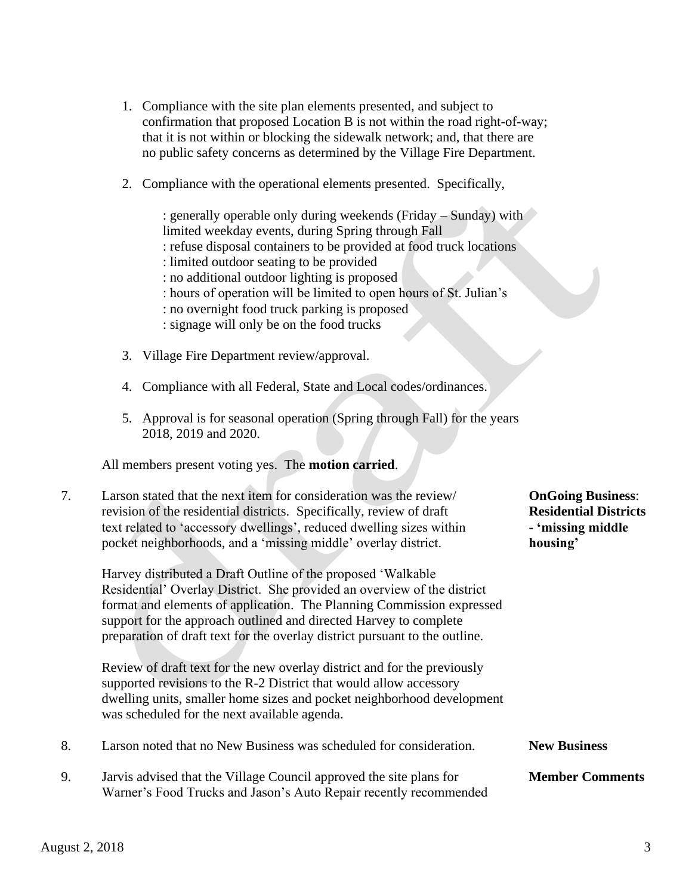1. Compliance with the site plan elements presented, and subject to confirmation that proposed Location B is not within the road right-of-way; that it is not within or blocking the sidewalk network; and, that there are no public safety concerns as determined by the Village Fire Department.

2. Compliance with the operational elements presented. Specifically,

   : generally operable only during weekends (Friday – Sunday) with limited weekday events, during Spring through Fall
   : refuse disposal containers to be provided at food truck locations
   : limited outdoor seating to be provided
   : no additional outdoor lighting is proposed
   : hours of operation will be limited to open hours of St. Julian's
   : no overnight food truck parking is proposed
   : signage will only be on the food trucks

3. Village Fire Department review/approval.

4. Compliance with all Federal, State and Local codes/ordinances.

5. Approval is for seasonal operation (Spring through Fall) for the years 2018, 2019 and 2020.

All members present voting yes. The **motion carried**.

7. **OnGoing Business: Residential Districts - 'missing middle housing'**

   Larson stated that the next item for consideration was the review/ revision of the residential districts. Specifically, review of draft text related to 'accessory dwellings', reduced dwelling sizes within pocket neighborhoods, and a 'missing middle' overlay district.

   Harvey distributed a Draft Outline of the proposed 'Walkable Residential' Overlay District. She provided an overview of the district format and elements of application. The Planning Commission expressed support for the approach outlined and directed Harvey to complete preparation of draft text for the overlay district pursuant to the outline.

   Review of draft text for the new overlay district and for the previously supported revisions to the R-2 District that would allow accessory dwelling units, smaller home sizes and pocket neighborhood development was scheduled for the next available agenda.

8. **New Business**

   Larson noted that no New Business was scheduled for consideration.

9. **Member Comments**

   Jarvis advised that the Village Council approved the site plans for Warner's Food Trucks and Jason's Auto Repair recently recommended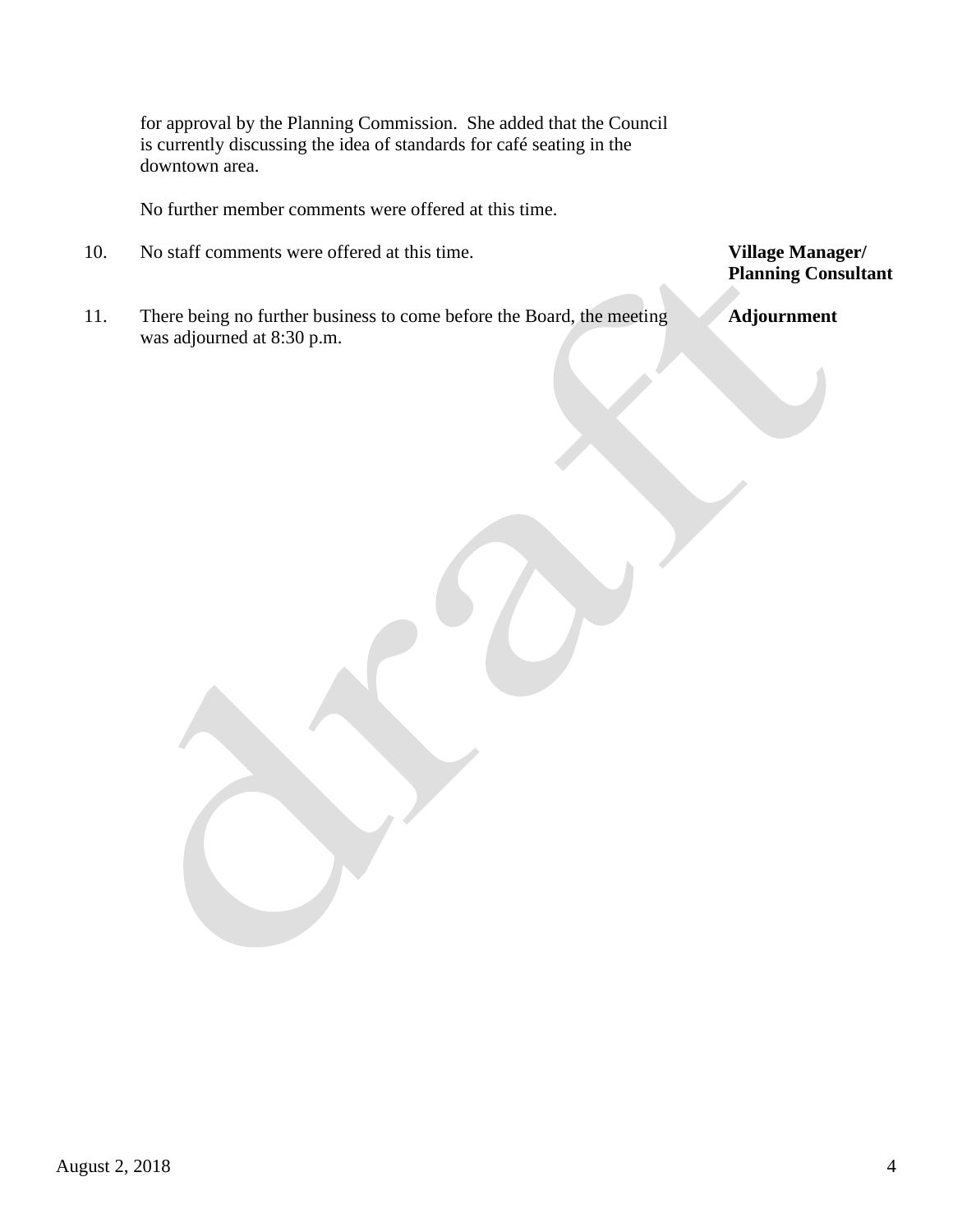for approval by the Planning Commission. She added that the Council is currently discussing the idea of standards for café seating in the downtown area.

No further member comments were offered at this time.

10. No staff comments were offered at this time. **Village Manager/ Planning Consultant**

11. There being no further business to come before the Board, the meeting was adjourned at 8:30 p.m. **Adjournment**